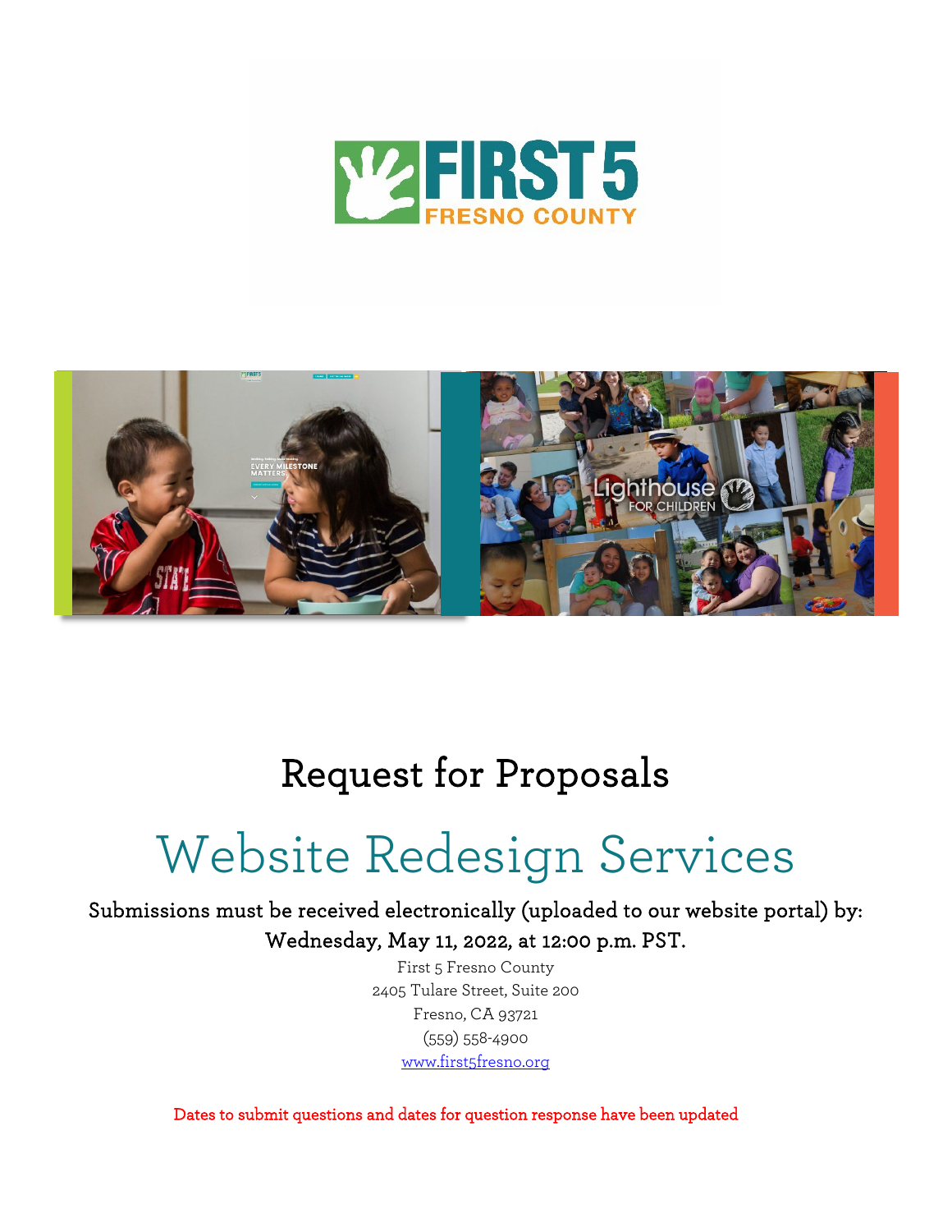# Request for Proposals

# Website Redesign Services

**Submissions must be received electronically (uploaded to our website portal) by:**
**Wednesday, May 11, 2022, at 12:00 p.m. PST.**

First 5 Fresno County
2405 Tulare Street, Suite 200
Fresno, CA 93721
(559) 558-4900
www.first5fresno.org

Dates to submit questions and dates for question response have been updated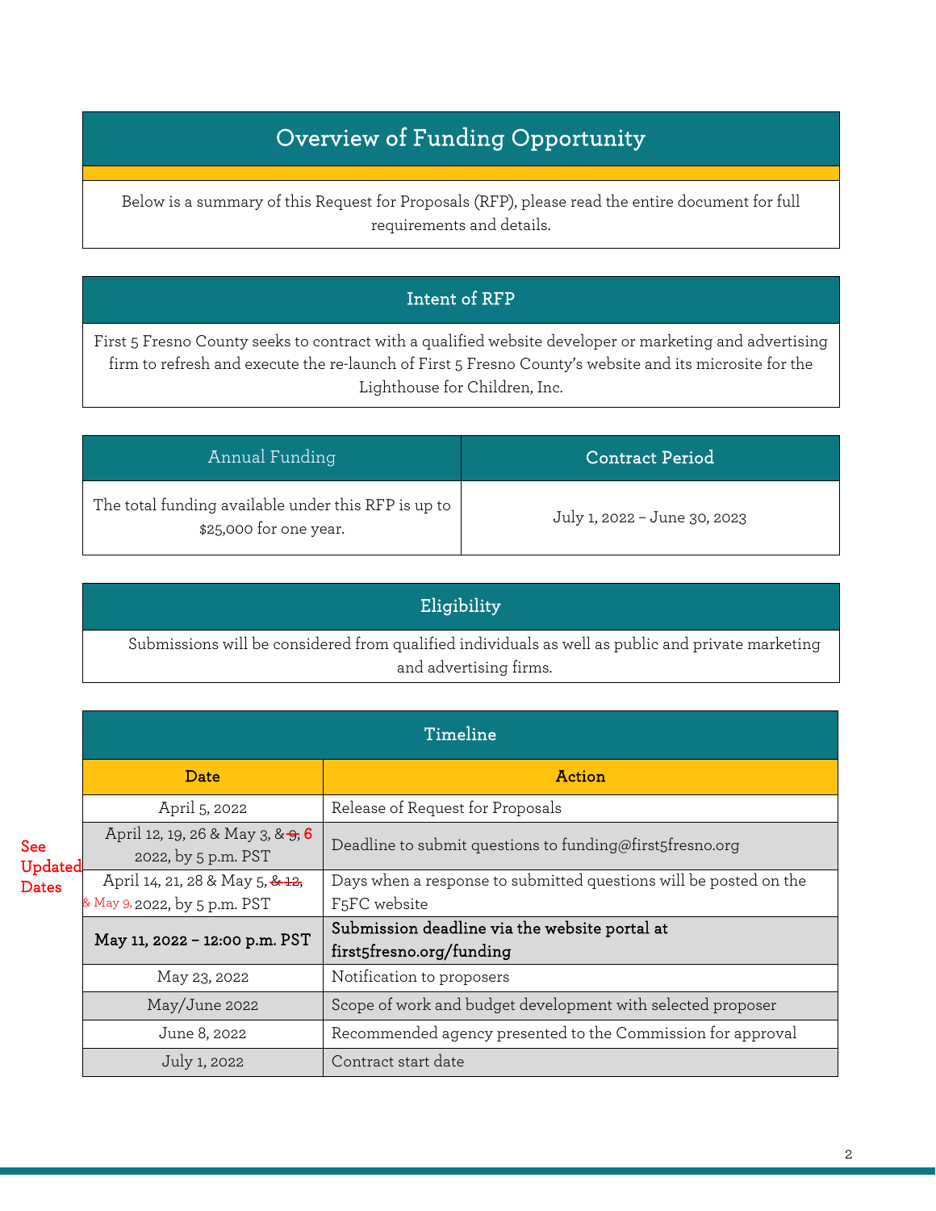# Overview of Funding Opportunity

Below is a summary of this Request for Proposals (RFP), please read the entire document for full requirements and details.

## Intent of RFP

First 5 Fresno County seeks to contract with a qualified website developer or marketing and advertising firm to refresh and execute the re-launch of First 5 Fresno County's website and its microsite for the Lighthouse for Children, Inc.

| Annual Funding | Contract Period |
|---|---|
| The total funding available under this RFP is up to $25,000 for one year. | July 1, 2022 – June 30, 2023 |

## Eligibility

Submissions will be considered from qualified individuals as well as public and private marketing and advertising firms.

## Timeline

See Updated Dates

| Date | Action |
|---|---|
| April 5, 2022 | Release of Request for Proposals |
| April 12, 19, 26 & May 3, & ~~9,~~ 6 2022, by 5 p.m. PST | Deadline to submit questions to funding@first5fresno.org |
| April 14, 21, 28 & May 5, ~~& 12,~~ & May 9, 2022, by 5 p.m. PST | Days when a response to submitted questions will be posted on the F5FC website |
| **May 11, 2022 – 12:00 p.m. PST** | **Submission deadline via the website portal at first5fresno.org/funding** |
| May 23, 2022 | Notification to proposers |
| May/June 2022 | Scope of work and budget development with selected proposer |
| June 8, 2022 | Recommended agency presented to the Commission for approval |
| July 1, 2022 | Contract start date |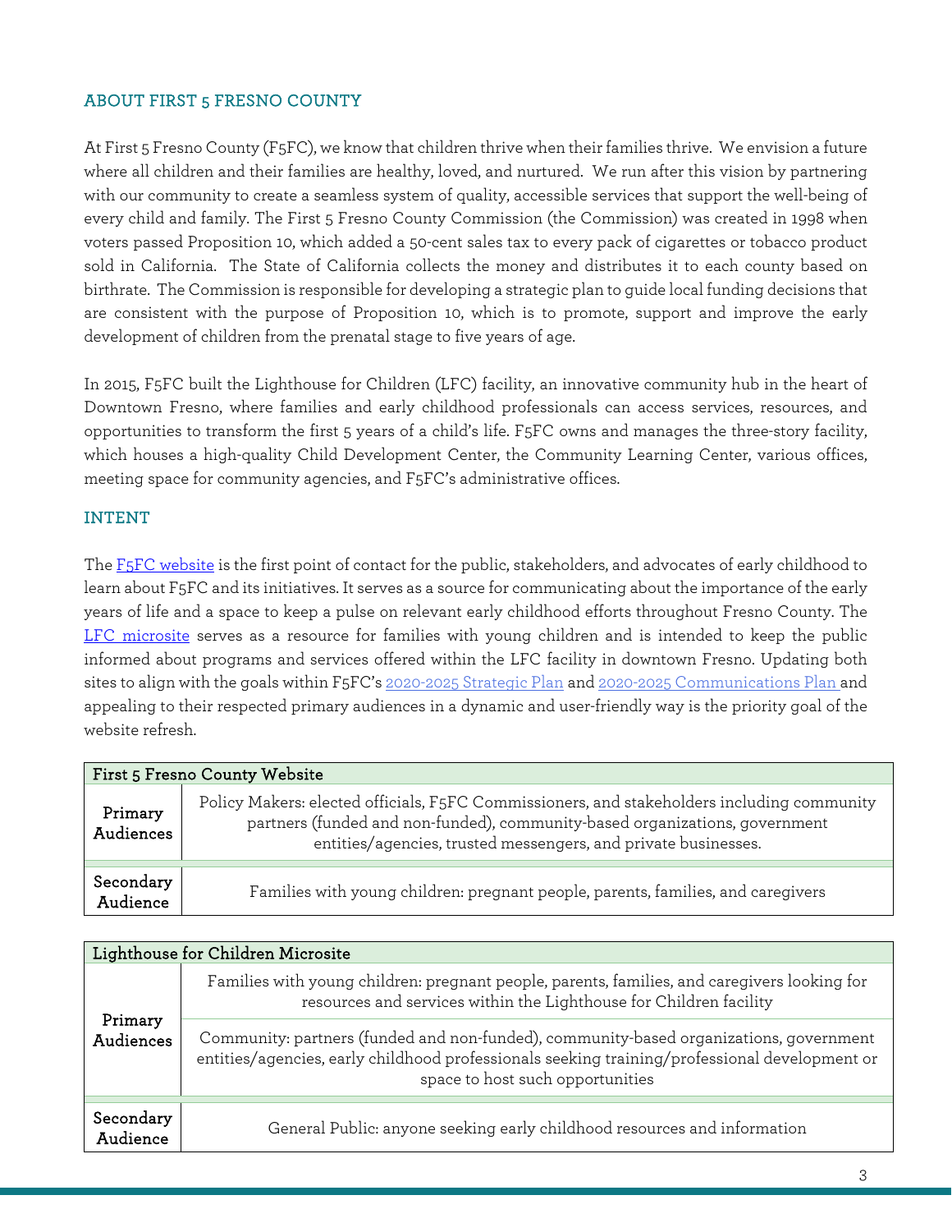## ABOUT FIRST 5 FRESNO COUNTY

At First 5 Fresno County (F5FC), we know that children thrive when their families thrive. We envision a future where all children and their families are healthy, loved, and nurtured. We run after this vision by partnering with our community to create a seamless system of quality, accessible services that support the well-being of every child and family. The First 5 Fresno County Commission (the Commission) was created in 1998 when voters passed Proposition 10, which added a 50-cent sales tax to every pack of cigarettes or tobacco product sold in California. The State of California collects the money and distributes it to each county based on birthrate. The Commission is responsible for developing a strategic plan to guide local funding decisions that are consistent with the purpose of Proposition 10, which is to promote, support and improve the early development of children from the prenatal stage to five years of age.

In 2015, F5FC built the Lighthouse for Children (LFC) facility, an innovative community hub in the heart of Downtown Fresno, where families and early childhood professionals can access services, resources, and opportunities to transform the first 5 years of a child's life. F5FC owns and manages the three-story facility, which houses a high-quality Child Development Center, the Community Learning Center, various offices, meeting space for community agencies, and F5FC's administrative offices.

## INTENT

The F5FC website is the first point of contact for the public, stakeholders, and advocates of early childhood to learn about F5FC and its initiatives. It serves as a source for communicating about the importance of the early years of life and a space to keep a pulse on relevant early childhood efforts throughout Fresno County. The LFC microsite serves as a resource for families with young children and is intended to keep the public informed about programs and services offered within the LFC facility in downtown Fresno. Updating both sites to align with the goals within F5FC's 2020-2025 Strategic Plan and 2020-2025 Communications Plan and appealing to their respected primary audiences in a dynamic and user-friendly way is the priority goal of the website refresh.

| First 5 Fresno County Website | |
|---|---|
| Primary Audiences | Policy Makers: elected officials, F5FC Commissioners, and stakeholders including community partners (funded and non-funded), community-based organizations, government entities/agencies, trusted messengers, and private businesses. |
| Secondary Audience | Families with young children: pregnant people, parents, families, and caregivers |

| Lighthouse for Children Microsite | |
|---|---|
| Primary Audiences | Families with young children: pregnant people, parents, families, and caregivers looking for resources and services within the Lighthouse for Children facility |
| | Community: partners (funded and non-funded), community-based organizations, government entities/agencies, early childhood professionals seeking training/professional development or space to host such opportunities |
| Secondary Audience | General Public: anyone seeking early childhood resources and information |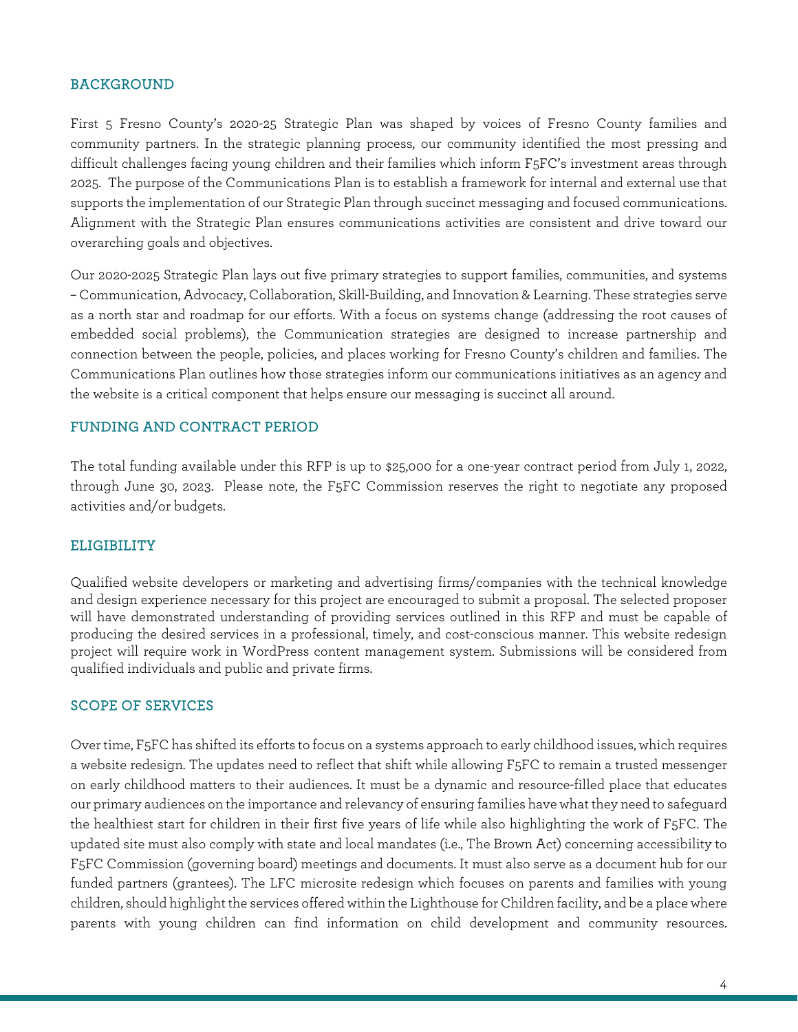## BACKGROUND

First 5 Fresno County's 2020-25 Strategic Plan was shaped by voices of Fresno County families and community partners. In the strategic planning process, our community identified the most pressing and difficult challenges facing young children and their families which inform F5FC's investment areas through 2025. The purpose of the Communications Plan is to establish a framework for internal and external use that supports the implementation of our Strategic Plan through succinct messaging and focused communications. Alignment with the Strategic Plan ensures communications activities are consistent and drive toward our overarching goals and objectives.

Our 2020-2025 Strategic Plan lays out five primary strategies to support families, communities, and systems – Communication, Advocacy, Collaboration, Skill-Building, and Innovation & Learning. These strategies serve as a north star and roadmap for our efforts. With a focus on systems change (addressing the root causes of embedded social problems), the Communication strategies are designed to increase partnership and connection between the people, policies, and places working for Fresno County's children and families. The Communications Plan outlines how those strategies inform our communications initiatives as an agency and the website is a critical component that helps ensure our messaging is succinct all around.

## FUNDING AND CONTRACT PERIOD

The total funding available under this RFP is up to $25,000 for a one-year contract period from July 1, 2022, through June 30, 2023. Please note, the F5FC Commission reserves the right to negotiate any proposed activities and/or budgets.

## ELIGIBILITY

Qualified website developers or marketing and advertising firms/companies with the technical knowledge and design experience necessary for this project are encouraged to submit a proposal. The selected proposer will have demonstrated understanding of providing services outlined in this RFP and must be capable of producing the desired services in a professional, timely, and cost-conscious manner. This website redesign project will require work in WordPress content management system. Submissions will be considered from qualified individuals and public and private firms.

## SCOPE OF SERVICES

Over time, F5FC has shifted its efforts to focus on a systems approach to early childhood issues, which requires a website redesign. The updates need to reflect that shift while allowing F5FC to remain a trusted messenger on early childhood matters to their audiences. It must be a dynamic and resource-filled place that educates our primary audiences on the importance and relevancy of ensuring families have what they need to safeguard the healthiest start for children in their first five years of life while also highlighting the work of F5FC. The updated site must also comply with state and local mandates (i.e., The Brown Act) concerning accessibility to F5FC Commission (governing board) meetings and documents. It must also serve as a document hub for our funded partners (grantees). The LFC microsite redesign which focuses on parents and families with young children, should highlight the services offered within the Lighthouse for Children facility, and be a place where parents with young children can find information on child development and community resources.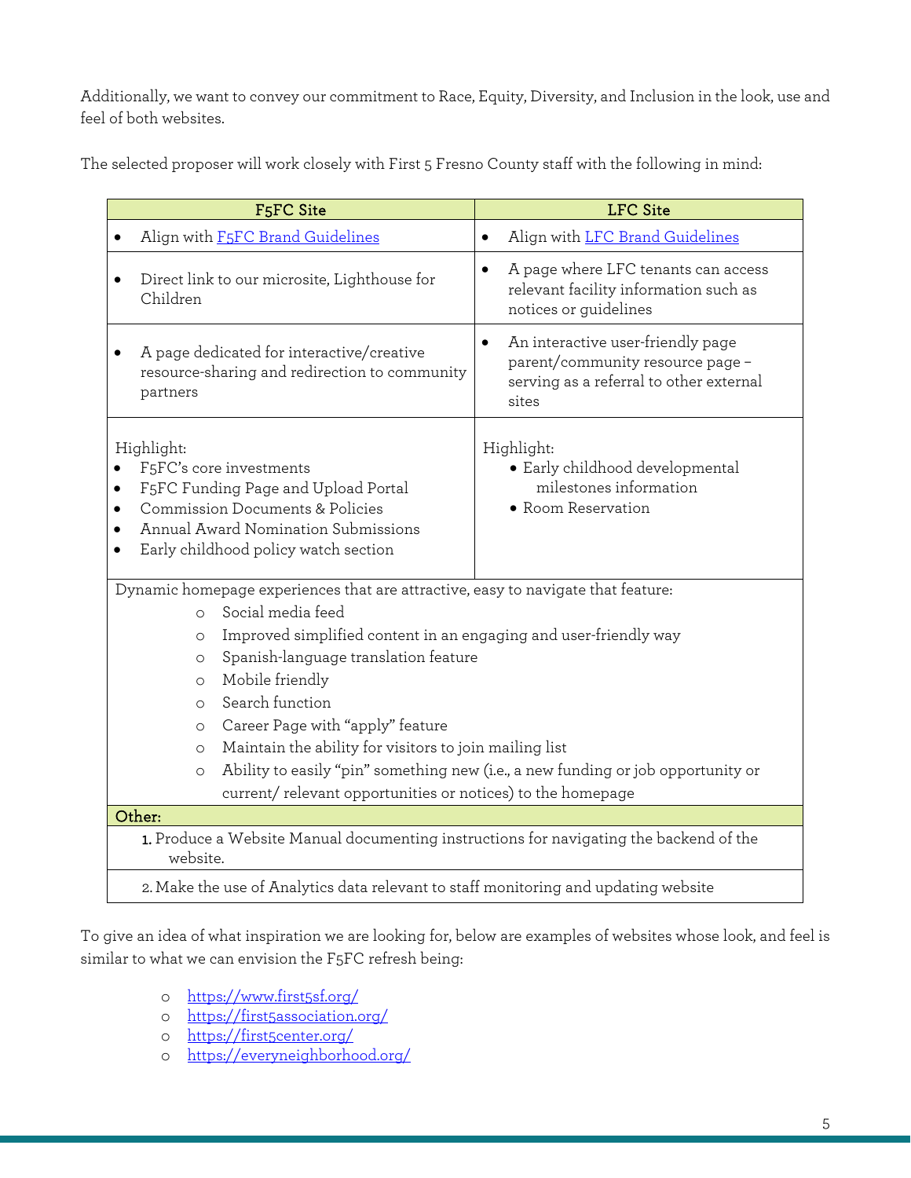Additionally, we want to convey our commitment to Race, Equity, Diversity, and Inclusion in the look, use and feel of both websites.

The selected proposer will work closely with First 5 Fresno County staff with the following in mind:

| F5FC Site | LFC Site |
|---|---|
| • Align with [F5FC Brand Guidelines]() | • Align with [LFC Brand Guidelines]() |
| • Direct link to our microsite, Lighthouse for Children | • A page where LFC tenants can access relevant facility information such as notices or guidelines |
| • A page dedicated for interactive/creative resource-sharing and redirection to community partners | • An interactive user-friendly page parent/community resource page – serving as a referral to other external sites |
| Highlight:<br>• F5FC's core investments<br>• F5FC Funding Page and Upload Portal<br>• Commission Documents & Policies<br>• Annual Award Nomination Submissions<br>• Early childhood policy watch section | Highlight:<br>• Early childhood developmental milestones information<br>• Room Reservation |
| Dynamic homepage experiences that are attractive, easy to navigate that feature:<br>○ Social media feed<br>○ Improved simplified content in an engaging and user-friendly way<br>○ Spanish-language translation feature<br>○ Mobile friendly<br>○ Search function<br>○ Career Page with "apply" feature<br>○ Maintain the ability for visitors to join mailing list<br>○ Ability to easily "pin" something new (i.e., a new funding or job opportunity or current/ relevant opportunities or notices) to the homepage | |
| **Other:** | |
| 1. Produce a Website Manual documenting instructions for navigating the backend of the website. | |
| 2. Make the use of Analytics data relevant to staff monitoring and updating website | |

To give an idea of what inspiration we are looking for, below are examples of websites whose look, and feel is similar to what we can envision the F5FC refresh being:

- https://www.first5sf.org/
- https://first5association.org/
- https://first5center.org/
- https://everyneighborhood.org/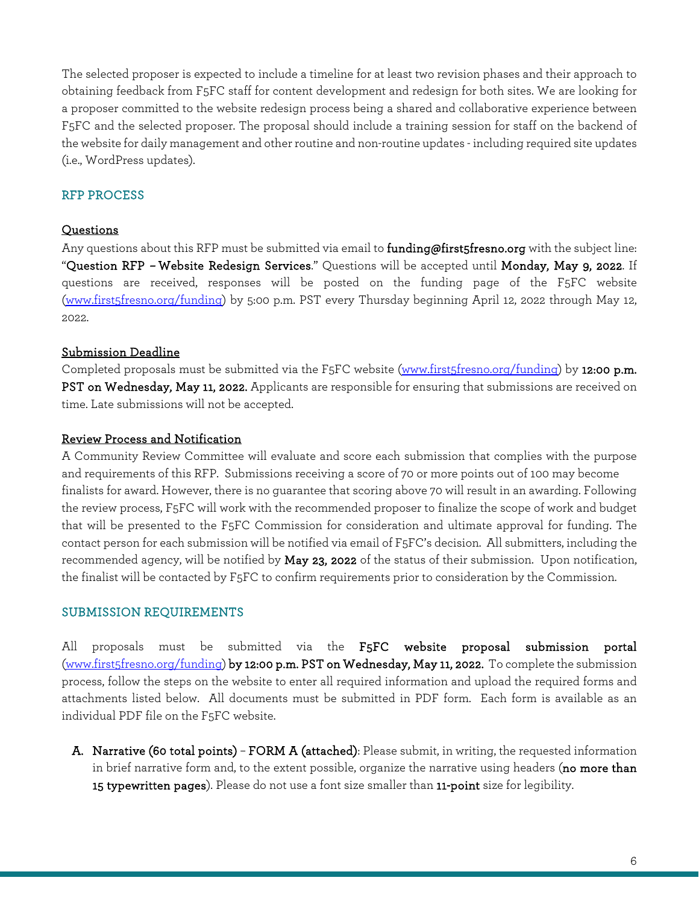The selected proposer is expected to include a timeline for at least two revision phases and their approach to obtaining feedback from F5FC staff for content development and redesign for both sites. We are looking for a proposer committed to the website redesign process being a shared and collaborative experience between F5FC and the selected proposer. The proposal should include a training session for staff on the backend of the website for daily management and other routine and non-routine updates - including required site updates (i.e., WordPress updates).

## RFP PROCESS

### Questions

Any questions about this RFP must be submitted via email to **funding@first5fresno.org** with the subject line: "**Question RFP – Website Redesign Services**." Questions will be accepted until **Monday, May 9, 2022**. If questions are received, responses will be posted on the funding page of the F5FC website (www.first5fresno.org/funding) by 5:00 p.m. PST every Thursday beginning April 12, 2022 through May 12, 2022.

### Submission Deadline

Completed proposals must be submitted via the F5FC website (www.first5fresno.org/funding) by **12:00 p.m. PST on Wednesday, May 11, 2022.** Applicants are responsible for ensuring that submissions are received on time. Late submissions will not be accepted.

### Review Process and Notification

A Community Review Committee will evaluate and score each submission that complies with the purpose and requirements of this RFP. Submissions receiving a score of 70 or more points out of 100 may become finalists for award. However, there is no guarantee that scoring above 70 will result in an awarding. Following the review process, F5FC will work with the recommended proposer to finalize the scope of work and budget that will be presented to the F5FC Commission for consideration and ultimate approval for funding. The contact person for each submission will be notified via email of F5FC's decision. All submitters, including the recommended agency, will be notified by **May 23, 2022** of the status of their submission. Upon notification, the finalist will be contacted by F5FC to confirm requirements prior to consideration by the Commission.

## SUBMISSION REQUIREMENTS

All proposals must be submitted via the **F5FC website proposal submission portal** (www.first5fresno.org/funding) **by 12:00 p.m. PST on Wednesday, May 11, 2022.** To complete the submission process, follow the steps on the website to enter all required information and upload the required forms and attachments listed below. All documents must be submitted in PDF form. Each form is available as an individual PDF file on the F5FC website.

A. **Narrative (60 total points) – FORM A (attached)**: Please submit, in writing, the requested information in brief narrative form and, to the extent possible, organize the narrative using headers (**no more than 15 typewritten pages**). Please do not use a font size smaller than **11-point** size for legibility.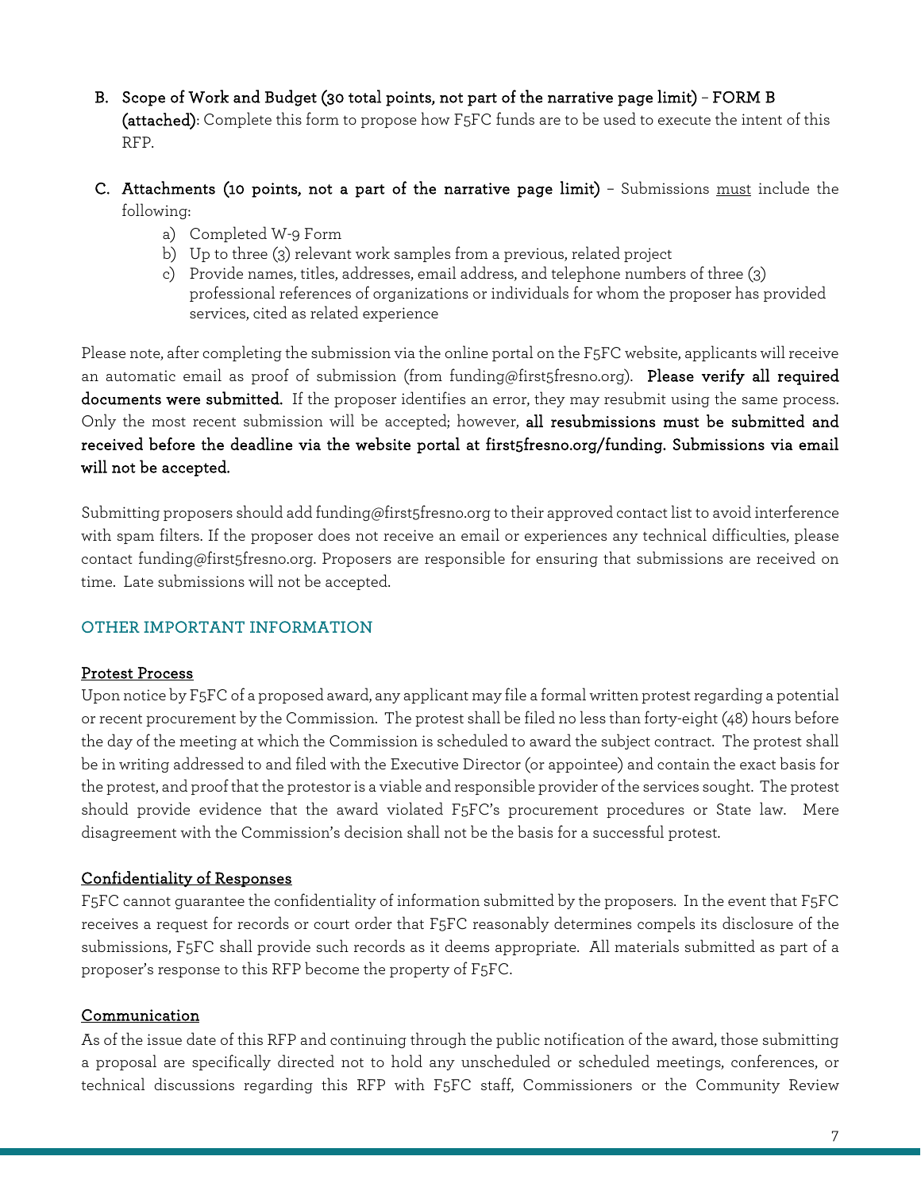B. **Scope of Work and Budget (30 total points, not part of the narrative page limit) – FORM B (attached)**: Complete this form to propose how F5FC funds are to be used to execute the intent of this RFP.

C. **Attachments (10 points, not a part of the narrative page limit)** – Submissions <u>must</u> include the following:

   a) Completed W-9 Form
   b) Up to three (3) relevant work samples from a previous, related project
   c) Provide names, titles, addresses, email address, and telephone numbers of three (3) professional references of organizations or individuals for whom the proposer has provided services, cited as related experience

Please note, after completing the submission via the online portal on the F5FC website, applicants will receive an automatic email as proof of submission (from funding@first5fresno.org). **Please verify all required documents were submitted.** If the proposer identifies an error, they may resubmit using the same process. Only the most recent submission will be accepted; however, **all resubmissions must be submitted and received before the deadline via the website portal at first5fresno.org/funding. Submissions via email will not be accepted.**

Submitting proposers should add funding@first5fresno.org to their approved contact list to avoid interference with spam filters. If the proposer does not receive an email or experiences any technical difficulties, please contact funding@first5fresno.org. Proposers are responsible for ensuring that submissions are received on time. Late submissions will not be accepted.

## OTHER IMPORTANT INFORMATION

<u>Protest Process</u>

Upon notice by F5FC of a proposed award, any applicant may file a formal written protest regarding a potential or recent procurement by the Commission. The protest shall be filed no less than forty-eight (48) hours before the day of the meeting at which the Commission is scheduled to award the subject contract. The protest shall be in writing addressed to and filed with the Executive Director (or appointee) and contain the exact basis for the protest, and proof that the protestor is a viable and responsible provider of the services sought. The protest should provide evidence that the award violated F5FC's procurement procedures or State law. Mere disagreement with the Commission's decision shall not be the basis for a successful protest.

<u>Confidentiality of Responses</u>

F5FC cannot guarantee the confidentiality of information submitted by the proposers. In the event that F5FC receives a request for records or court order that F5FC reasonably determines compels its disclosure of the submissions, F5FC shall provide such records as it deems appropriate. All materials submitted as part of a proposer's response to this RFP become the property of F5FC.

<u>Communication</u>

As of the issue date of this RFP and continuing through the public notification of the award, those submitting a proposal are specifically directed not to hold any unscheduled or scheduled meetings, conferences, or technical discussions regarding this RFP with F5FC staff, Commissioners or the Community Review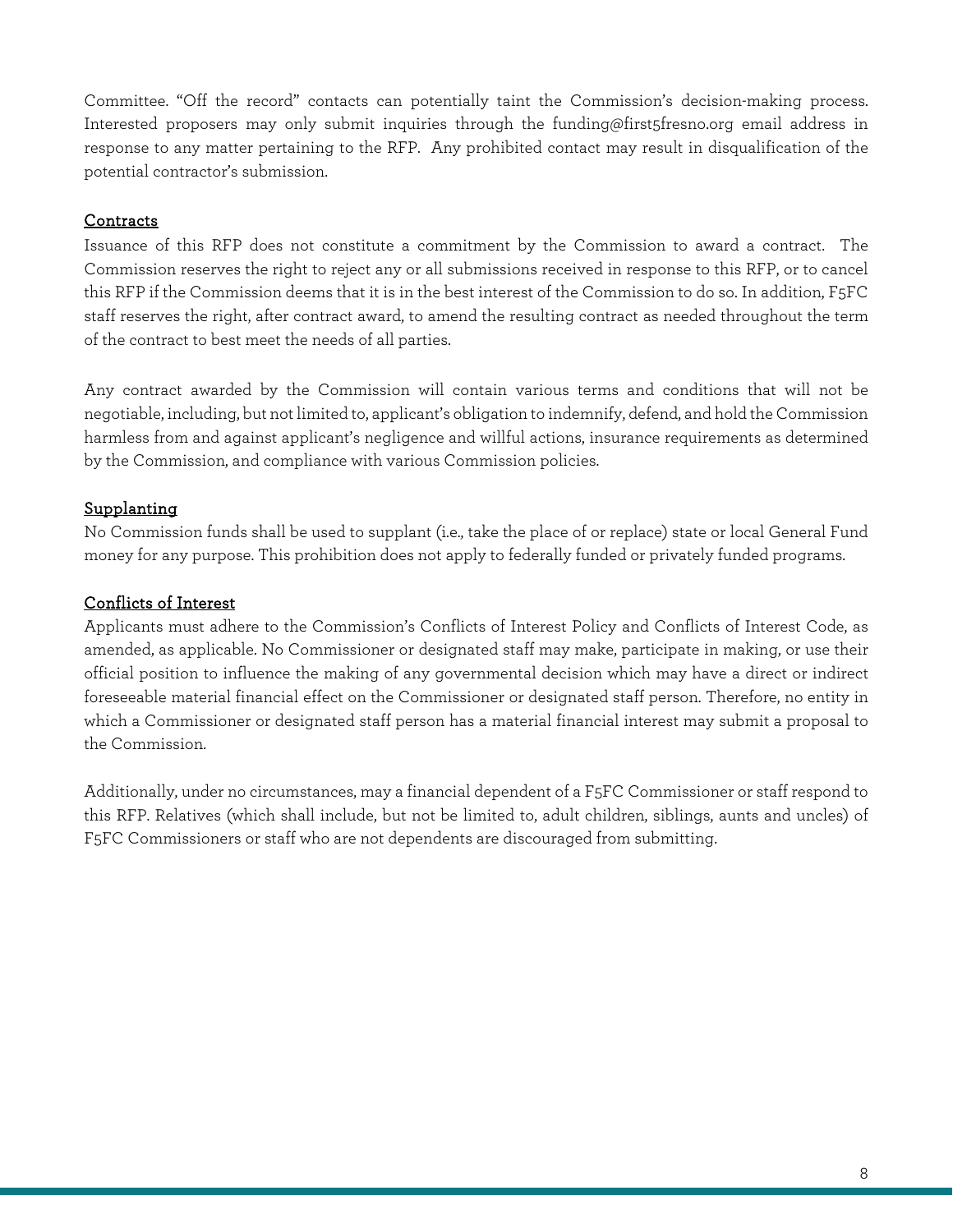Committee. "Off the record" contacts can potentially taint the Commission's decision-making process. Interested proposers may only submit inquiries through the funding@first5fresno.org email address in response to any matter pertaining to the RFP. Any prohibited contact may result in disqualification of the potential contractor's submission.

## Contracts

Issuance of this RFP does not constitute a commitment by the Commission to award a contract. The Commission reserves the right to reject any or all submissions received in response to this RFP, or to cancel this RFP if the Commission deems that it is in the best interest of the Commission to do so. In addition, F5FC staff reserves the right, after contract award, to amend the resulting contract as needed throughout the term of the contract to best meet the needs of all parties.

Any contract awarded by the Commission will contain various terms and conditions that will not be negotiable, including, but not limited to, applicant's obligation to indemnify, defend, and hold the Commission harmless from and against applicant's negligence and willful actions, insurance requirements as determined by the Commission, and compliance with various Commission policies.

## Supplanting

No Commission funds shall be used to supplant (i.e., take the place of or replace) state or local General Fund money for any purpose. This prohibition does not apply to federally funded or privately funded programs.

## Conflicts of Interest

Applicants must adhere to the Commission's Conflicts of Interest Policy and Conflicts of Interest Code, as amended, as applicable. No Commissioner or designated staff may make, participate in making, or use their official position to influence the making of any governmental decision which may have a direct or indirect foreseeable material financial effect on the Commissioner or designated staff person. Therefore, no entity in which a Commissioner or designated staff person has a material financial interest may submit a proposal to the Commission.

Additionally, under no circumstances, may a financial dependent of a F5FC Commissioner or staff respond to this RFP. Relatives (which shall include, but not be limited to, adult children, siblings, aunts and uncles) of F5FC Commissioners or staff who are not dependents are discouraged from submitting.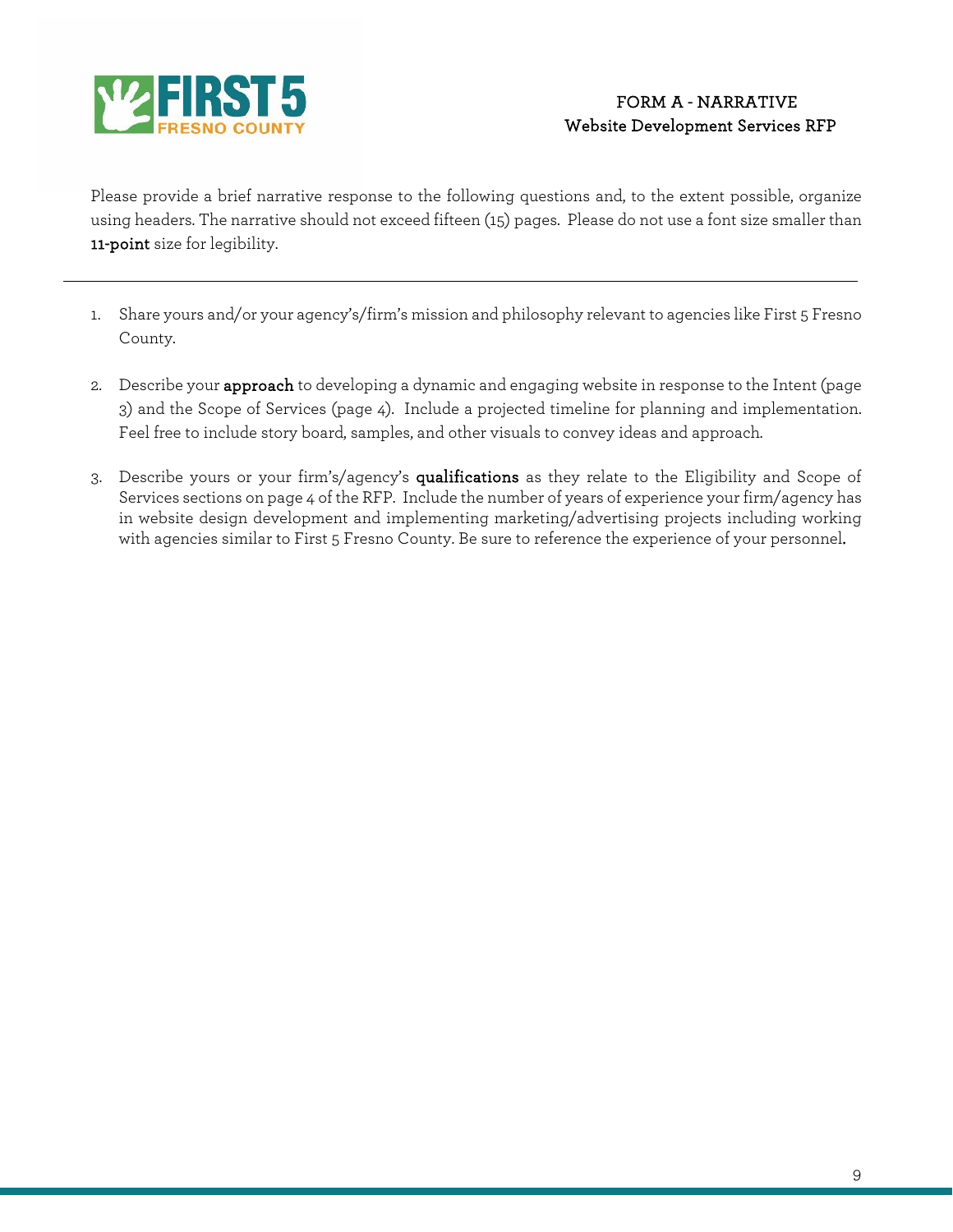# FORM A - NARRATIVE
## Website Development Services RFP

Please provide a brief narrative response to the following questions and, to the extent possible, organize using headers. The narrative should not exceed fifteen (15) pages. Please do not use a font size smaller than **11-point** size for legibility.

---

1. Share yours and/or your agency's/firm's mission and philosophy relevant to agencies like First 5 Fresno County.

2. Describe your **approach** to developing a dynamic and engaging website in response to the Intent (page 3) and the Scope of Services (page 4). Include a projected timeline for planning and implementation. Feel free to include story board, samples, and other visuals to convey ideas and approach.

3. Describe yours or your firm's/agency's **qualifications** as they relate to the Eligibility and Scope of Services sections on page 4 of the RFP. Include the number of years of experience your firm/agency has in website design development and implementing marketing/advertising projects including working with agencies similar to First 5 Fresno County. Be sure to reference the experience of your personnel.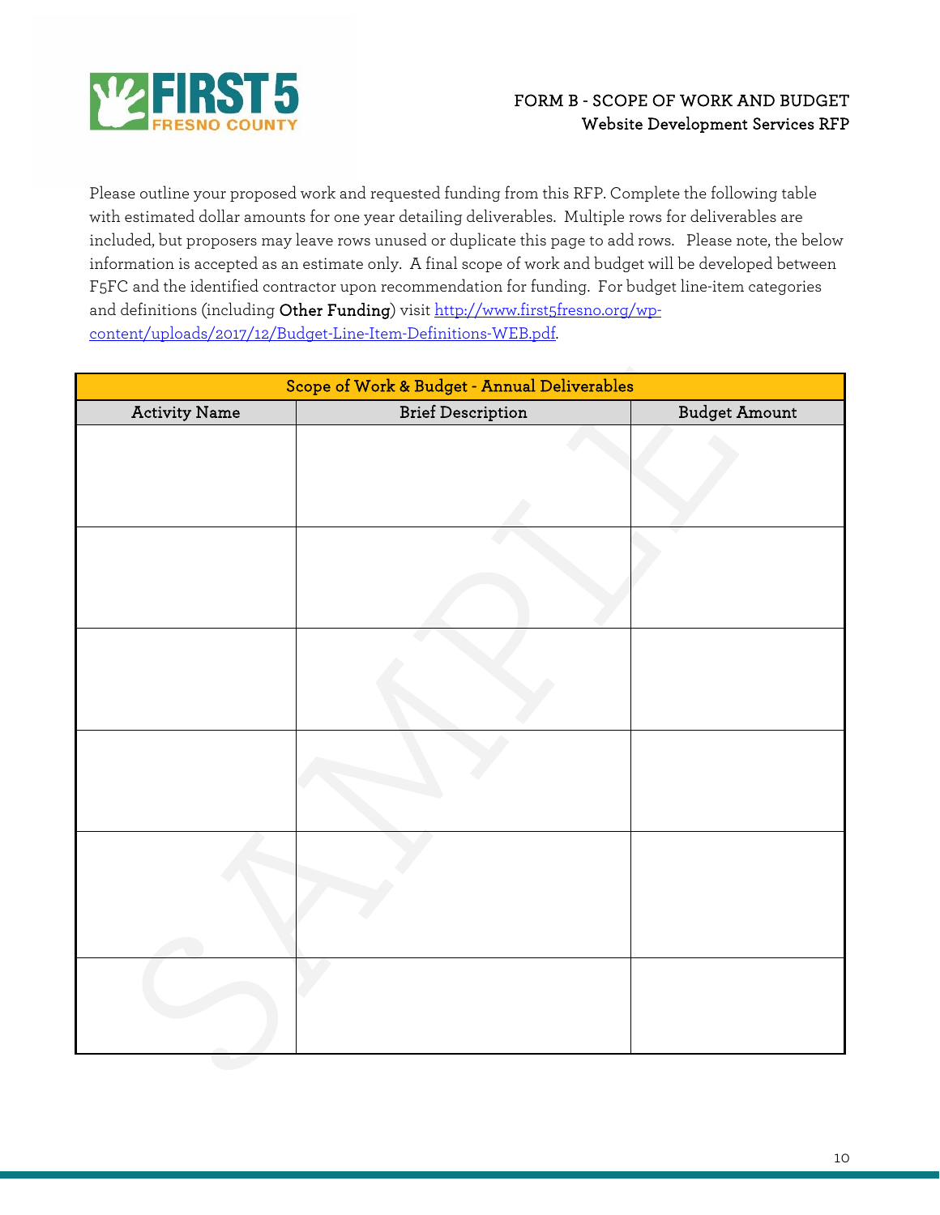FIRST 5 FRESNO COUNTY

**FORM B - SCOPE OF WORK AND BUDGET**
**Website Development Services RFP**

Please outline your proposed work and requested funding from this RFP. Complete the following table with estimated dollar amounts for one year detailing deliverables. Multiple rows for deliverables are included, but proposers may leave rows unused or duplicate this page to add rows. Please note, the below information is accepted as an estimate only. A final scope of work and budget will be developed between F5FC and the identified contractor upon recommendation for funding. For budget line-item categories and definitions (including **Other Funding**) visit [http://www.first5fresno.org/wp-content/uploads/2017/12/Budget-Line-Item-Definitions-WEB.pdf](http://www.first5fresno.org/wp-content/uploads/2017/12/Budget-Line-Item-Definitions-WEB.pdf).

| Scope of Work & Budget - Annual Deliverables | | |
|---|---|---|
| Activity Name | Brief Description | Budget Amount |
| | | |
| | | |
| | | |
| | | |
| | | |
| | | |

SAMPLE